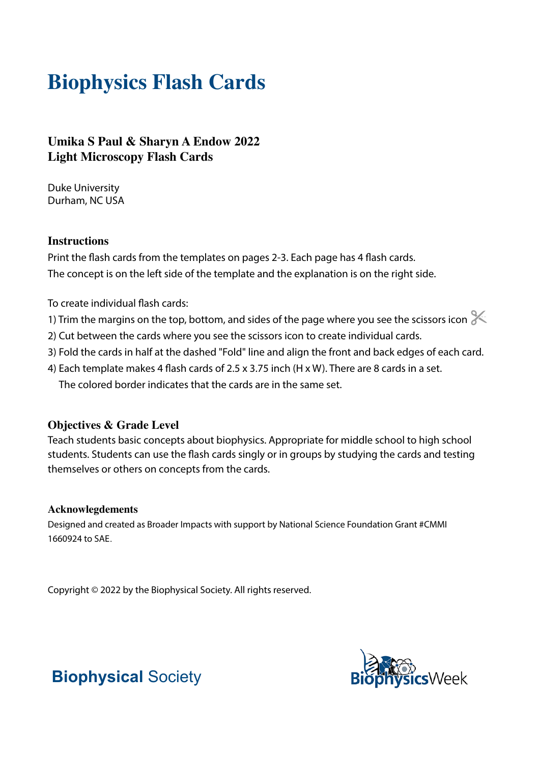# Biophysics Flash Cards

### Umika S Paul & Sharyn A Endow 2022
### Light Microscopy Flash Cards

Duke University
Durham, NC USA

### Instructions

Print the flash cards from the templates on pages 2-3. Each page has 4 flash cards.
The concept is on the left side of the template and the explanation is on the right side.

To create individual flash cards:

1) Trim the margins on the top, bottom, and sides of the page where you see the scissors icon ✂
2) Cut between the cards where you see the scissors icon to create individual cards.
3) Fold the cards in half at the dashed "Fold" line and align the front and back edges of each card.
4) Each template makes 4 flash cards of 2.5 x 3.75 inch (H x W). There are 8 cards in a set.
   The colored border indicates that the cards are in the same set.

### Objectives & Grade Level

Teach students basic concepts about biophysics. Appropriate for middle school to high school students. Students can use the flash cards singly or in groups by studying the cards and testing themselves or others on concepts from the cards.

#### Acknowlegdements

Designed and created as Broader Impacts with support by National Science Foundation Grant #CMMI 1660924 to SAE.

Copyright © 2022 by the Biophysical Society. All rights reserved.

**Biophysical** Society

BiophysicsWeek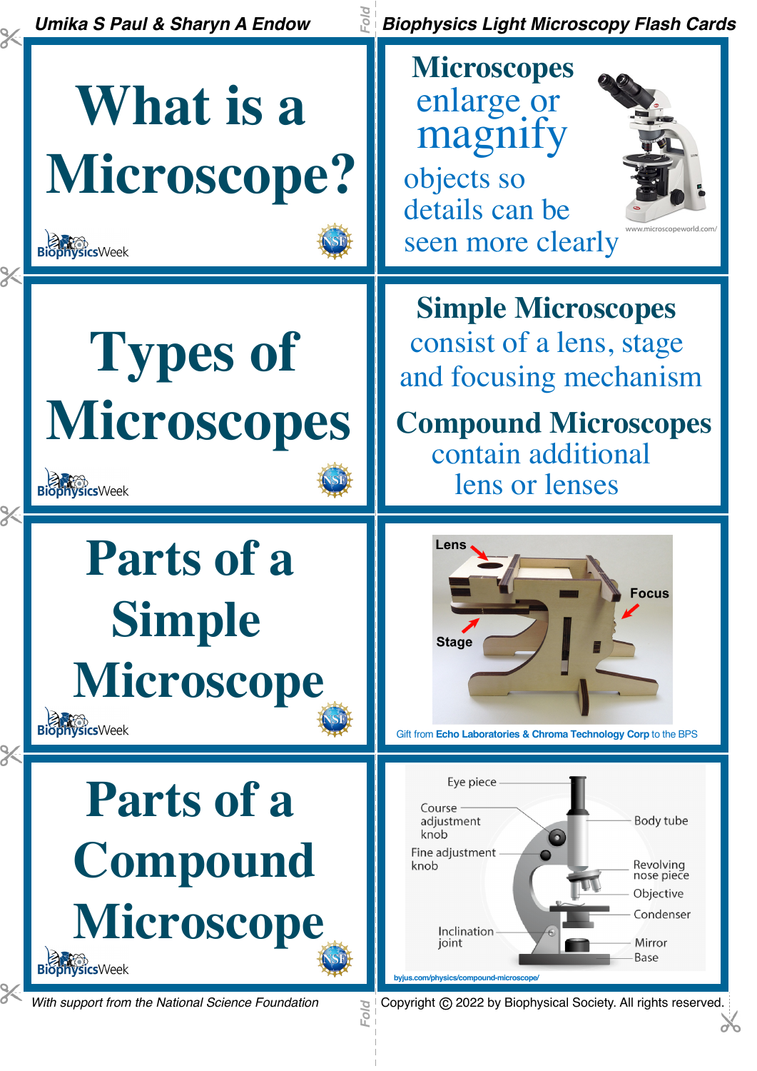Umika S Paul & Sharyn A Endow

Biophysics Light Microscopy Flash Cards

# What is a Microscope?

BiophysicsWeek

**Microscopes** enlarge or **magnify** objects so details can be seen more clearly

www.microscopeworld.com/

# Types of Microscopes

BiophysicsWeek

**Simple Microscopes** consist of a lens, stage and focusing mechanism

**Compound Microscopes** contain additional lens or lenses

# Parts of a Simple Microscope

BiophysicsWeek

Lens

Focus

Stage

Gift from **Echo Laboratories & Chroma Technology Corp** to the BPS

# Parts of a Compound Microscope

BiophysicsWeek

Eye piece

Course adjustment knob

Fine adjustment knob

Inclination joint

Body tube

Revolving nose piece

Objective

Condenser

Mirror

Base

byjus.com/physics/compound-microscope/

*With support from the National Science Foundation*

Copyright © 2022 by Biophysical Society. All rights reserved.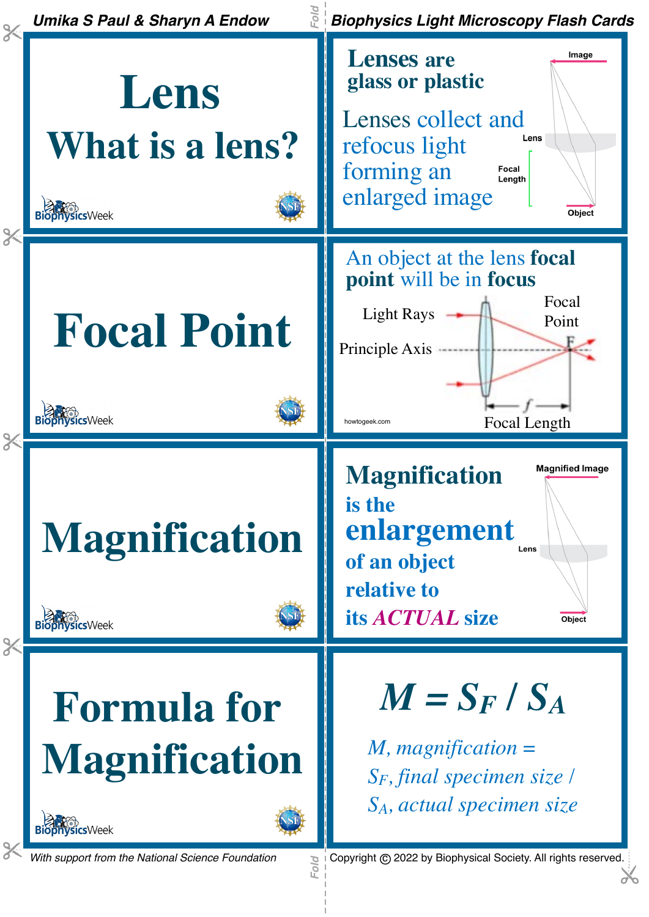Umika S Paul & Sharyn A Endow

Biophysics Light Microscopy Flash Cards

# Lens
## What is a lens?

BiophysicsWeek

**Lenses are glass or plastic**

Lenses collect and refocus light forming an enlarged image

Image

Lens

Focal Length

Object

# Focal Point

BiophysicsWeek

An object at the lens **focal point** will be in **focus**

Light Rays

Principle Axis

Focal Point

F

f

Focal Length

howtogeek.com

# Magnification

BiophysicsWeek

**Magnification is the enlargement of an object relative to its *ACTUAL* size**

Magnified Image

Lens

Object

# Formula for Magnification

BiophysicsWeek

$$M = S_F / S_A$$

*M, magnification =*

*$S_F$, final specimen size /*

*$S_A$, actual specimen size*

With support from the National Science Foundation

Copyright © 2022 by Biophysical Society. All rights reserved.